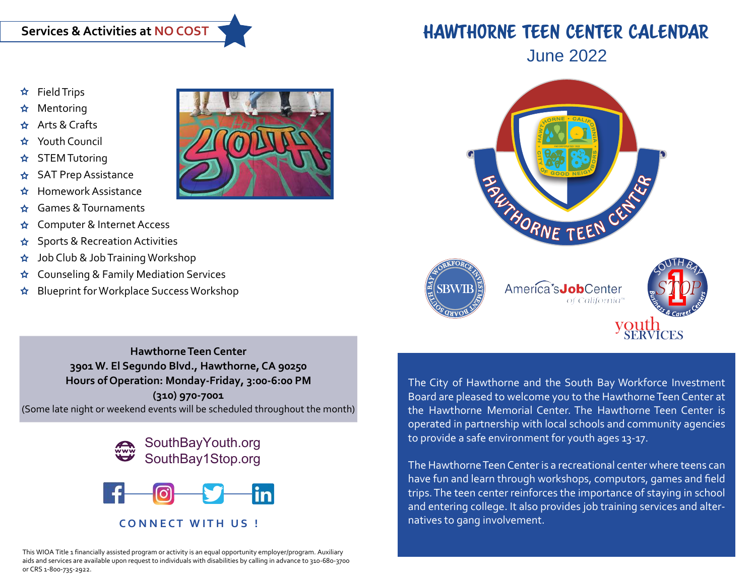# HAWTHORNE TEEN CENTER CALENDAR

## June 2022

## Services & Activities at NO COST

- Field Trips
- Mentoring
- Arts & Crafts
- Youth Council
- STEM Tutoring
- SAT Prep Assistance
- Homework Assistance
- Games & Tournaments
- Computer & Internet Access
- Sports & Recreation Activities
- Job Club & Job Training Workshop
- Counseling & Family Mediation Services
- Blueprint for Workplace Success Workshop

**Hawthorne Teen Center**
**3901 W. El Segundo Blvd., Hawthorne, CA 90250**
**Hours of Operation: Monday-Friday, 3:00-6:00 PM**
**(310) 970-7001**
(Some late night or weekend events will be scheduled throughout the month)

SouthBayYouth.org
SouthBay1Stop.org

CONNECT WITH US !

This WIOA Title 1 financially assisted program or activity is an equal opportunity employer/program. Auxiliary aids and services are available upon request to individuals with disabilities by calling in advance to 310-680-3700 or CRS 1-800-735-2922.

HAWTHORNE TEEN CENTER

SBWIB — America's JobCenter of California — South Bay 1 Stop Business & Career Centers — youth SERVICES

The City of Hawthorne and the South Bay Workforce Investment Board are pleased to welcome you to the Hawthorne Teen Center at the Hawthorne Memorial Center. The Hawthorne Teen Center is operated in partnership with local schools and community agencies to provide a safe environment for youth ages 13-17.

The Hawthorne Teen Center is a recreational center where teens can have fun and learn through workshops, computors, games and field trips. The teen center reinforces the importance of staying in school and entering college. It also provides job training services and alternatives to gang involvement.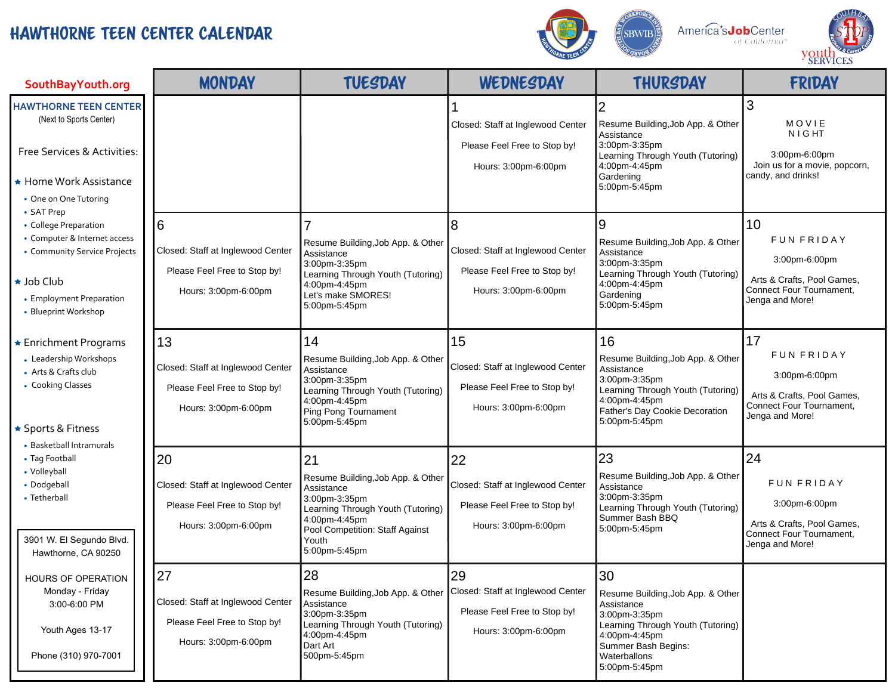# HAWTHORNE TEEN CENTER CALENDAR

SouthBayYouth.org

**HAWTHORNE TEEN CENTER**
(Next to Sports Center)

Free Services & Activities:

★ Home Work Assistance
- One on One Tutoring
- SAT Prep
- College Preparation
- Computer & Internet access
- Community Service Projects

★ Job Club
- Employment Preparation
- Blueprint Workshop

★ Enrichment Programs
- Leadership Workshops
- Arts & Crafts club
- Cooking Classes

★ Sports & Fitness
- Basketball Intramurals
- Tag Football
- Volleyball
- Dodgeball
- Tetherball

3901 W. El Segundo Blvd.
Hawthorne, CA 90250

HOURS OF OPERATION
Monday - Friday
3:00-6:00 PM

Youth Ages 13-17

Phone (310) 970-7001

| MONDAY | TUESDAY | WEDNESDAY | THURSDAY | FRIDAY |
|---|---|---|---|---|
| | | 1<br>Closed: Staff at Inglewood Center<br>Please Feel Free to Stop by!<br>Hours: 3:00pm-6:00pm | 2<br>Resume Building,Job App. & Other Assistance<br>3:00pm-3:35pm<br>Learning Through Youth (Tutoring)<br>4:00pm-4:45pm<br>Gardening<br>5:00pm-5:45pm | 3<br>MOVIE NIGHT<br>3:00pm-6:00pm<br>Join us for a movie, popcorn, candy, and drinks! |
| 6<br>Closed: Staff at Inglewood Center<br>Please Feel Free to Stop by!<br>Hours: 3:00pm-6:00pm | 7<br>Resume Building,Job App. & Other Assistance<br>3:00pm-3:35pm<br>Learning Through Youth (Tutoring)<br>4:00pm-4:45pm<br>Let's make SMORES!<br>5:00pm-5:45pm | 8<br>Closed: Staff at Inglewood Center<br>Please Feel Free to Stop by!<br>Hours: 3:00pm-6:00pm | 9<br>Resume Building,Job App. & Other Assistance<br>3:00pm-3:35pm<br>Learning Through Youth (Tutoring)<br>4:00pm-4:45pm<br>Gardening<br>5:00pm-5:45pm | 10<br>FUN FRIDAY<br>3:00pm-6:00pm<br>Arts & Crafts, Pool Games, Connect Four Tournament, Jenga and More! |
| 13<br>Closed: Staff at Inglewood Center<br>Please Feel Free to Stop by!<br>Hours: 3:00pm-6:00pm | 14<br>Resume Building,Job App. & Other Assistance<br>3:00pm-3:35pm<br>Learning Through Youth (Tutoring)<br>4:00pm-4:45pm<br>Ping Pong Tournament<br>5:00pm-5:45pm | 15<br>Closed: Staff at Inglewood Center<br>Please Feel Free to Stop by!<br>Hours: 3:00pm-6:00pm | 16<br>Resume Building,Job App. & Other Assistance<br>3:00pm-3:35pm<br>Learning Through Youth (Tutoring)<br>4:00pm-4:45pm<br>Father's Day Cookie Decoration<br>5:00pm-5:45pm | 17<br>FUN FRIDAY<br>3:00pm-6:00pm<br>Arts & Crafts, Pool Games, Connect Four Tournament, Jenga and More! |
| 20<br>Closed: Staff at Inglewood Center<br>Please Feel Free to Stop by!<br>Hours: 3:00pm-6:00pm | 21<br>Resume Building,Job App. & Other Assistance<br>3:00pm-3:35pm<br>Learning Through Youth (Tutoring)<br>4:00pm-4:45pm<br>Pool Competition: Staff Against Youth<br>5:00pm-5:45pm | 22<br>Closed: Staff at Inglewood Center<br>Please Feel Free to Stop by!<br>Hours: 3:00pm-6:00pm | 23<br>Resume Building,Job App. & Other Assistance<br>3:00pm-3:35pm<br>Learning Through Youth (Tutoring)<br>Summer Bash BBQ<br>5:00pm-5:45pm | 24<br>FUN FRIDAY<br>3:00pm-6:00pm<br>Arts & Crafts, Pool Games, Connect Four Tournament, Jenga and More! |
| 27<br>Closed: Staff at Inglewood Center<br>Please Feel Free to Stop by!<br>Hours: 3:00pm-6:00pm | 28<br>Resume Building,Job App. & Other Assistance<br>3:00pm-3:35pm<br>Learning Through Youth (Tutoring)<br>4:00pm-4:45pm<br>Dart Art<br>500pm-5:45pm | 29<br>Closed: Staff at Inglewood Center<br>Please Feel Free to Stop by!<br>Hours: 3:00pm-6:00pm | 30<br>Resume Building,Job App. & Other Assistance<br>3:00pm-3:35pm<br>Learning Through Youth (Tutoring)<br>4:00pm-4:45pm<br>Summer Bash Begins: Waterballons<br>5:00pm-5:45pm | |